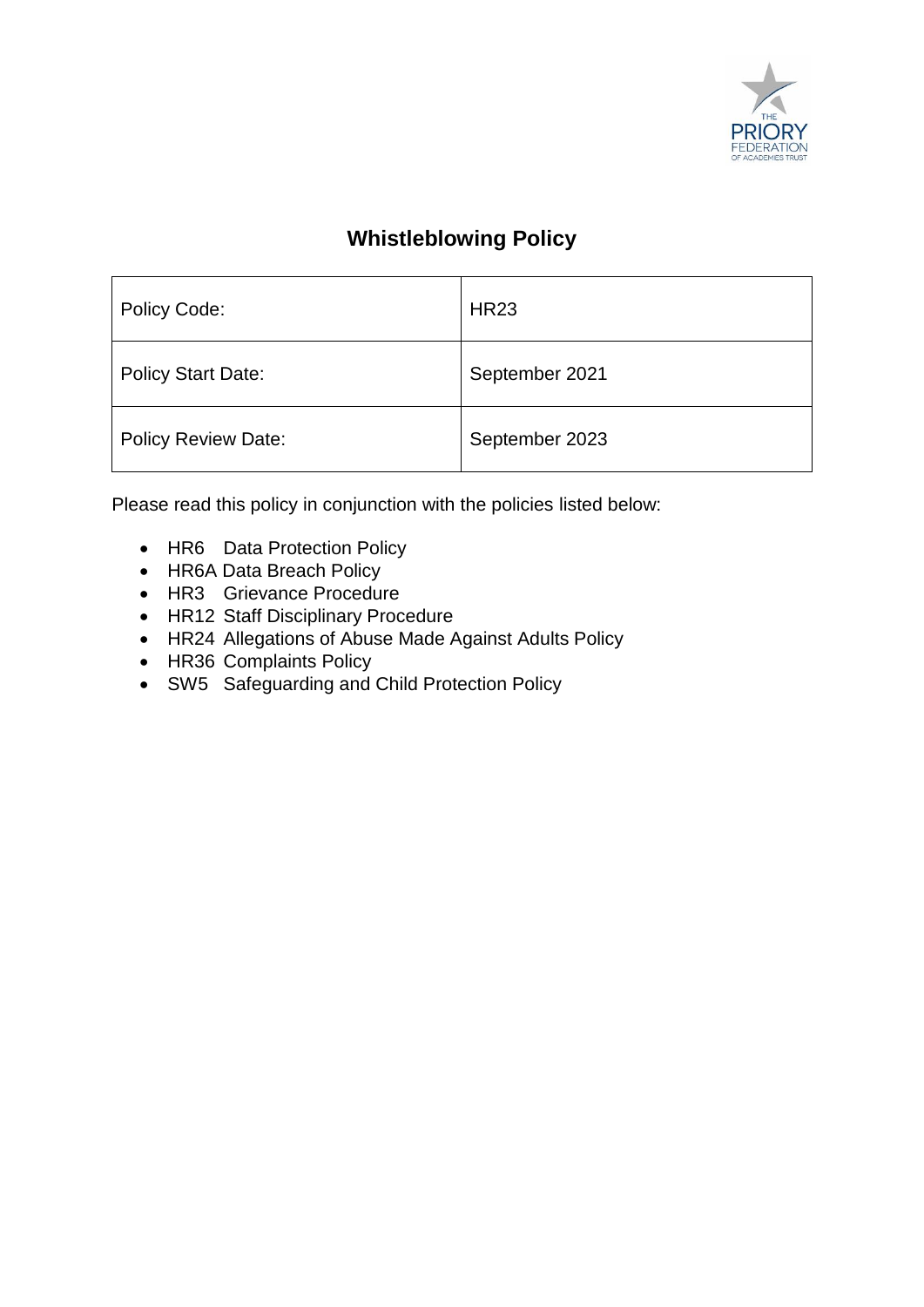# Whistleblowing Policy

| Policy Code: | HR23 |
|---|---|
| Policy Start Date: | September 2021 |
| Policy Review Date: | September 2023 |

Please read this policy in conjunction with the policies listed below:

- HR6 Data Protection Policy
- HR6A Data Breach Policy
- HR3 Grievance Procedure
- HR12 Staff Disciplinary Procedure
- HR24 Allegations of Abuse Made Against Adults Policy
- HR36 Complaints Policy
- SW5 Safeguarding and Child Protection Policy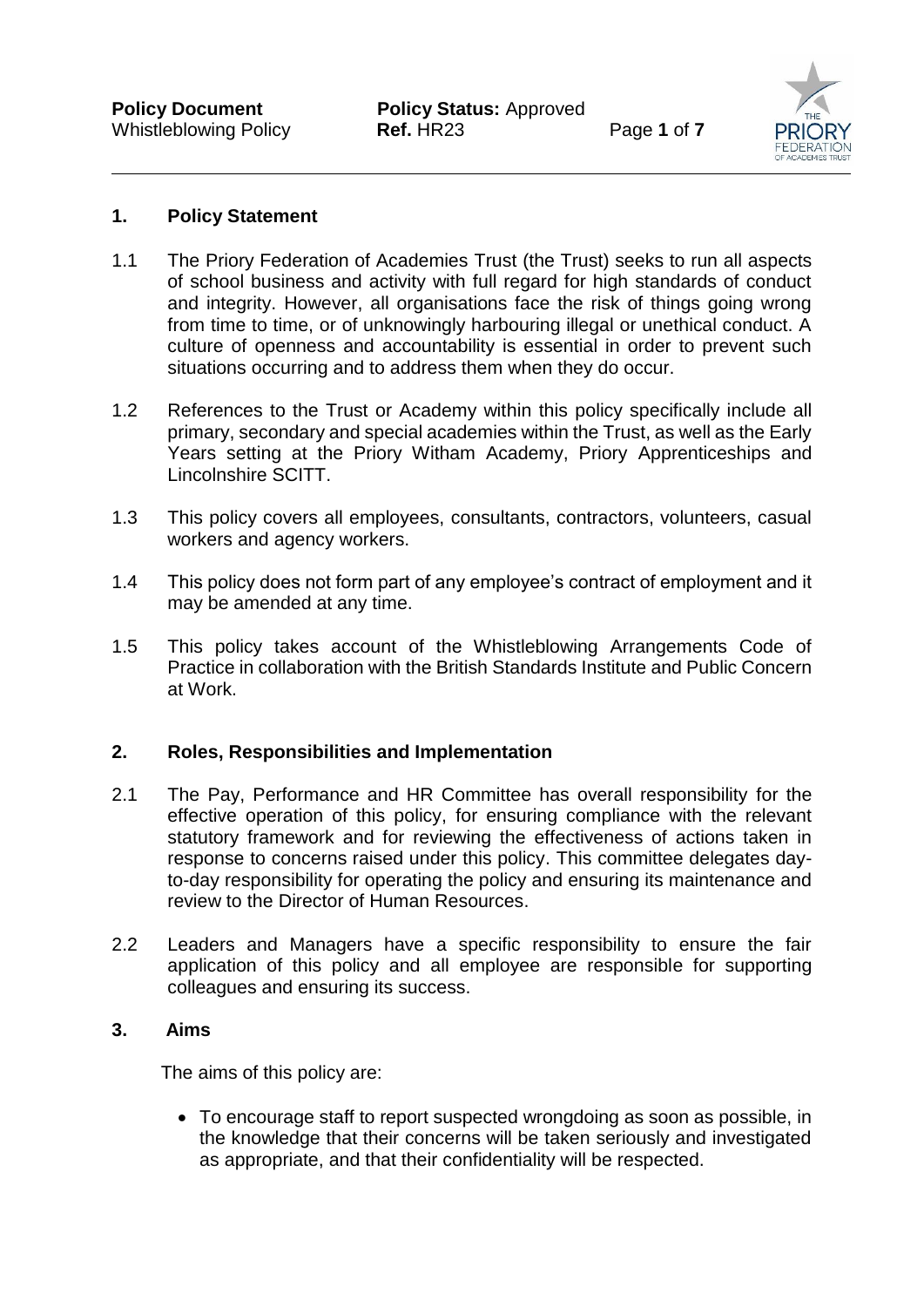## 1. Policy Statement

1.1 The Priory Federation of Academies Trust (the Trust) seeks to run all aspects of school business and activity with full regard for high standards of conduct and integrity. However, all organisations face the risk of things going wrong from time to time, or of unknowingly harbouring illegal or unethical conduct. A culture of openness and accountability is essential in order to prevent such situations occurring and to address them when they do occur.

1.2 References to the Trust or Academy within this policy specifically include all primary, secondary and special academies within the Trust, as well as the Early Years setting at the Priory Witham Academy, Priory Apprenticeships and Lincolnshire SCITT.

1.3 This policy covers all employees, consultants, contractors, volunteers, casual workers and agency workers.

1.4 This policy does not form part of any employee's contract of employment and it may be amended at any time.

1.5 This policy takes account of the Whistleblowing Arrangements Code of Practice in collaboration with the British Standards Institute and Public Concern at Work.

## 2. Roles, Responsibilities and Implementation

2.1 The Pay, Performance and HR Committee has overall responsibility for the effective operation of this policy, for ensuring compliance with the relevant statutory framework and for reviewing the effectiveness of actions taken in response to concerns raised under this policy. This committee delegates day-to-day responsibility for operating the policy and ensuring its maintenance and review to the Director of Human Resources.

2.2 Leaders and Managers have a specific responsibility to ensure the fair application of this policy and all employee are responsible for supporting colleagues and ensuring its success.

## 3. Aims

The aims of this policy are:

- To encourage staff to report suspected wrongdoing as soon as possible, in the knowledge that their concerns will be taken seriously and investigated as appropriate, and that their confidentiality will be respected.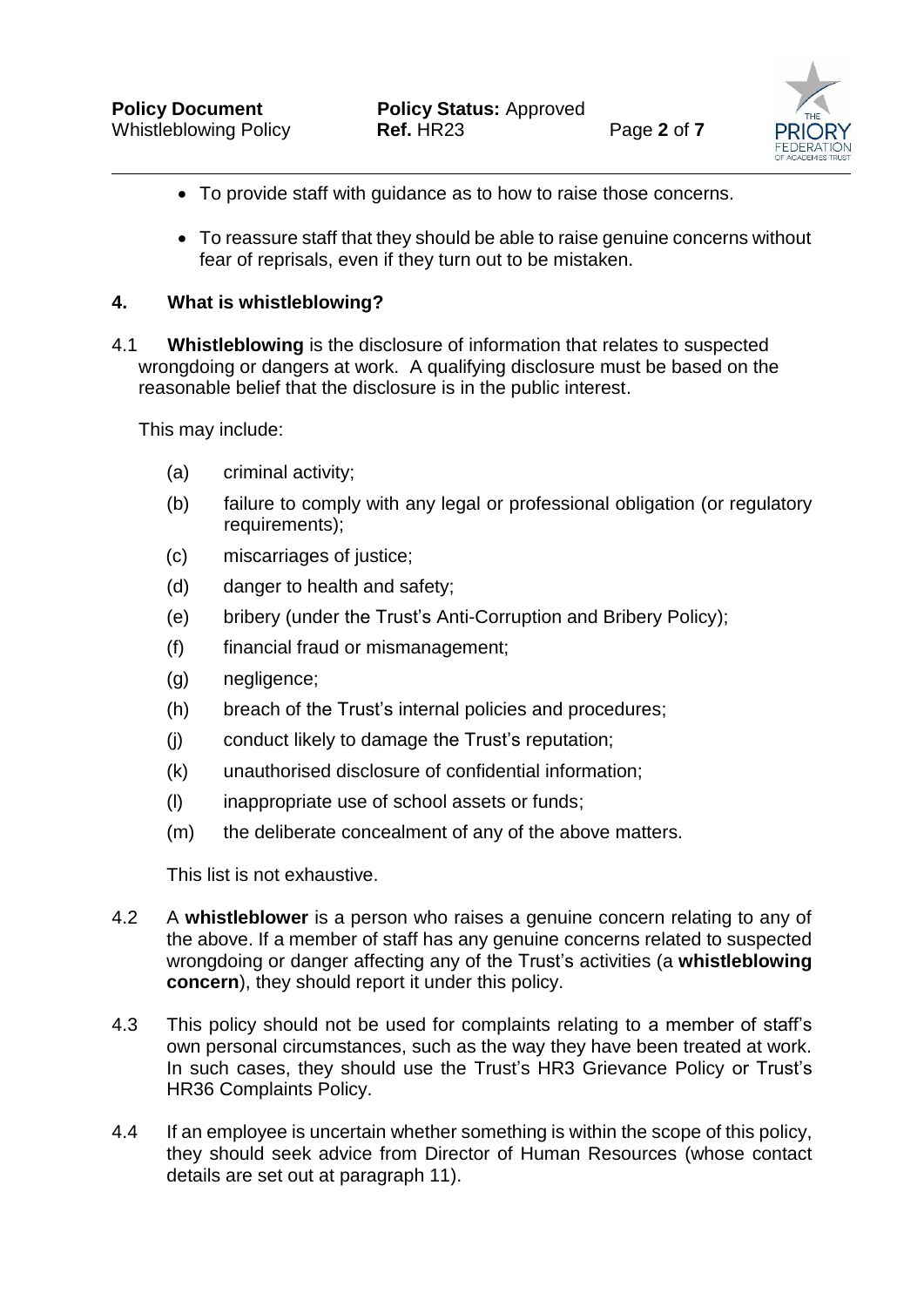- To provide staff with guidance as to how to raise those concerns.
- To reassure staff that they should be able to raise genuine concerns without fear of reprisals, even if they turn out to be mistaken.

## 4. What is whistleblowing?

4.1 **Whistleblowing** is the disclosure of information that relates to suspected wrongdoing or dangers at work. A qualifying disclosure must be based on the reasonable belief that the disclosure is in the public interest.

This may include:

(a) criminal activity;

(b) failure to comply with any legal or professional obligation (or regulatory requirements);

(c) miscarriages of justice;

(d) danger to health and safety;

(e) bribery (under the Trust's Anti-Corruption and Bribery Policy);

(f) financial fraud or mismanagement;

(g) negligence;

(h) breach of the Trust's internal policies and procedures;

(j) conduct likely to damage the Trust's reputation;

(k) unauthorised disclosure of confidential information;

(l) inappropriate use of school assets or funds;

(m) the deliberate concealment of any of the above matters.

This list is not exhaustive.

4.2 A **whistleblower** is a person who raises a genuine concern relating to any of the above. If a member of staff has any genuine concerns related to suspected wrongdoing or danger affecting any of the Trust's activities (a **whistleblowing concern**), they should report it under this policy.

4.3 This policy should not be used for complaints relating to a member of staff's own personal circumstances, such as the way they have been treated at work. In such cases, they should use the Trust's HR3 Grievance Policy or Trust's HR36 Complaints Policy.

4.4 If an employee is uncertain whether something is within the scope of this policy, they should seek advice from Director of Human Resources (whose contact details are set out at paragraph 11).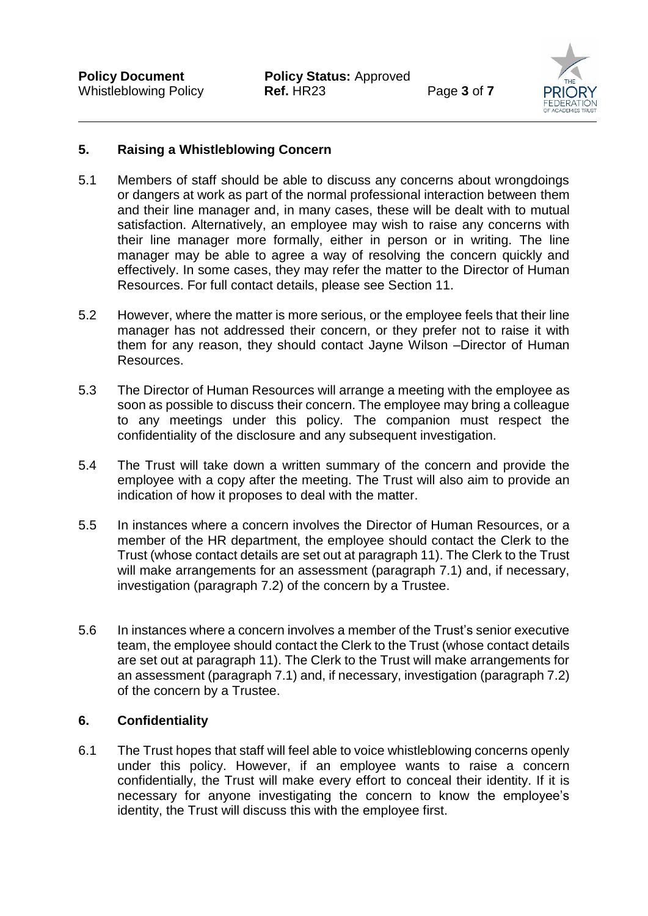## 5. Raising a Whistleblowing Concern

5.1 Members of staff should be able to discuss any concerns about wrongdoings or dangers at work as part of the normal professional interaction between them and their line manager and, in many cases, these will be dealt with to mutual satisfaction. Alternatively, an employee may wish to raise any concerns with their line manager more formally, either in person or in writing. The line manager may be able to agree a way of resolving the concern quickly and effectively. In some cases, they may refer the matter to the Director of Human Resources. For full contact details, please see Section 11.

5.2 However, where the matter is more serious, or the employee feels that their line manager has not addressed their concern, or they prefer not to raise it with them for any reason, they should contact Jayne Wilson –Director of Human Resources.

5.3 The Director of Human Resources will arrange a meeting with the employee as soon as possible to discuss their concern. The employee may bring a colleague to any meetings under this policy. The companion must respect the confidentiality of the disclosure and any subsequent investigation.

5.4 The Trust will take down a written summary of the concern and provide the employee with a copy after the meeting. The Trust will also aim to provide an indication of how it proposes to deal with the matter.

5.5 In instances where a concern involves the Director of Human Resources, or a member of the HR department, the employee should contact the Clerk to the Trust (whose contact details are set out at paragraph 11). The Clerk to the Trust will make arrangements for an assessment (paragraph 7.1) and, if necessary, investigation (paragraph 7.2) of the concern by a Trustee.

5.6 In instances where a concern involves a member of the Trust's senior executive team, the employee should contact the Clerk to the Trust (whose contact details are set out at paragraph 11). The Clerk to the Trust will make arrangements for an assessment (paragraph 7.1) and, if necessary, investigation (paragraph 7.2) of the concern by a Trustee.

## 6. Confidentiality

6.1 The Trust hopes that staff will feel able to voice whistleblowing concerns openly under this policy. However, if an employee wants to raise a concern confidentially, the Trust will make every effort to conceal their identity. If it is necessary for anyone investigating the concern to know the employee's identity, the Trust will discuss this with the employee first.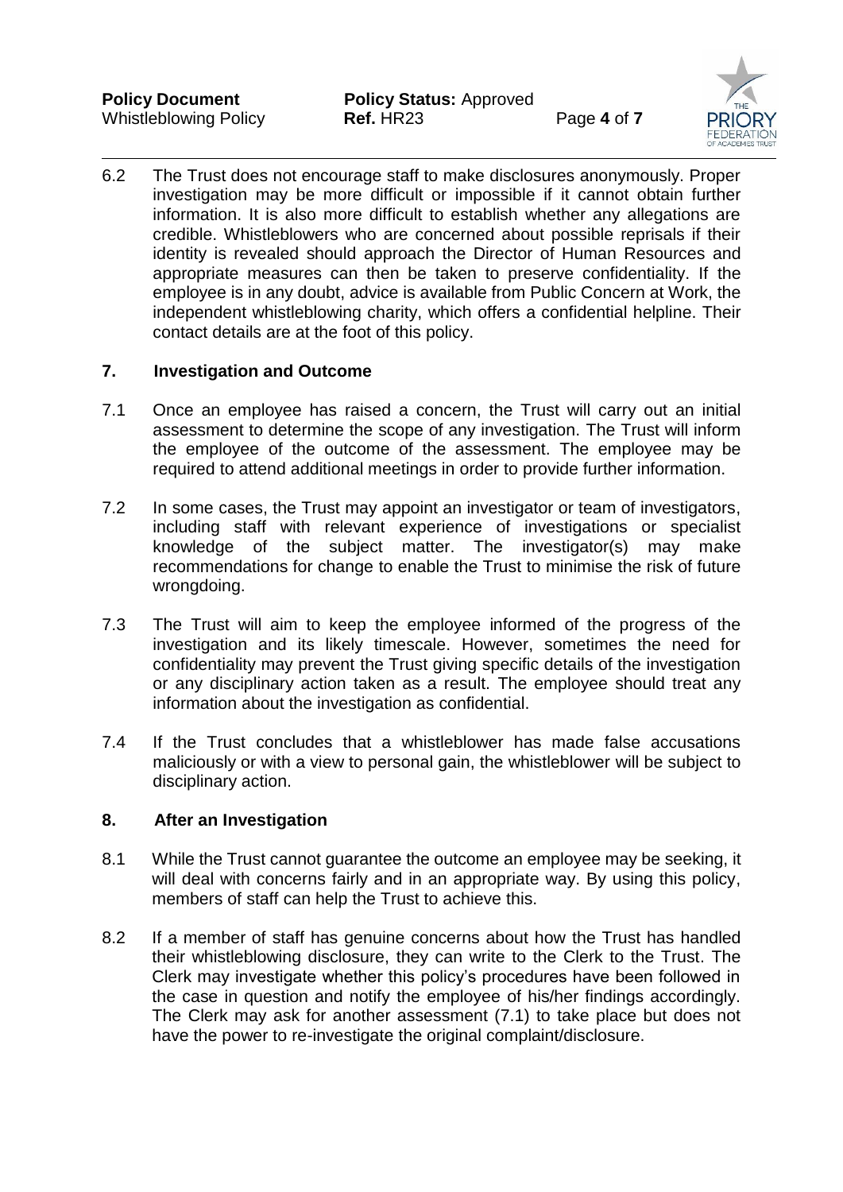6.2 The Trust does not encourage staff to make disclosures anonymously. Proper investigation may be more difficult or impossible if it cannot obtain further information. It is also more difficult to establish whether any allegations are credible. Whistleblowers who are concerned about possible reprisals if their identity is revealed should approach the Director of Human Resources and appropriate measures can then be taken to preserve confidentiality. If the employee is in any doubt, advice is available from Public Concern at Work, the independent whistleblowing charity, which offers a confidential helpline. Their contact details are at the foot of this policy.

## 7. Investigation and Outcome

7.1 Once an employee has raised a concern, the Trust will carry out an initial assessment to determine the scope of any investigation. The Trust will inform the employee of the outcome of the assessment. The employee may be required to attend additional meetings in order to provide further information.

7.2 In some cases, the Trust may appoint an investigator or team of investigators, including staff with relevant experience of investigations or specialist knowledge of the subject matter. The investigator(s) may make recommendations for change to enable the Trust to minimise the risk of future wrongdoing.

7.3 The Trust will aim to keep the employee informed of the progress of the investigation and its likely timescale. However, sometimes the need for confidentiality may prevent the Trust giving specific details of the investigation or any disciplinary action taken as a result. The employee should treat any information about the investigation as confidential.

7.4 If the Trust concludes that a whistleblower has made false accusations maliciously or with a view to personal gain, the whistleblower will be subject to disciplinary action.

## 8. After an Investigation

8.1 While the Trust cannot guarantee the outcome an employee may be seeking, it will deal with concerns fairly and in an appropriate way. By using this policy, members of staff can help the Trust to achieve this.

8.2 If a member of staff has genuine concerns about how the Trust has handled their whistleblowing disclosure, they can write to the Clerk to the Trust. The Clerk may investigate whether this policy's procedures have been followed in the case in question and notify the employee of his/her findings accordingly. The Clerk may ask for another assessment (7.1) to take place but does not have the power to re-investigate the original complaint/disclosure.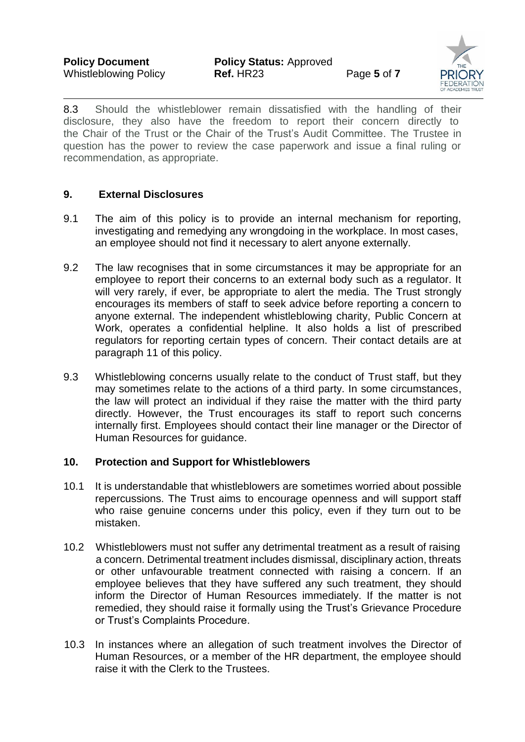8.3 Should the whistleblower remain dissatisfied with the handling of their disclosure, they also have the freedom to report their concern directly to the Chair of the Trust or the Chair of the Trust's Audit Committee. The Trustee in question has the power to review the case paperwork and issue a final ruling or recommendation, as appropriate.

## 9. External Disclosures

9.1 The aim of this policy is to provide an internal mechanism for reporting, investigating and remedying any wrongdoing in the workplace. In most cases, an employee should not find it necessary to alert anyone externally.

9.2 The law recognises that in some circumstances it may be appropriate for an employee to report their concerns to an external body such as a regulator. It will very rarely, if ever, be appropriate to alert the media. The Trust strongly encourages its members of staff to seek advice before reporting a concern to anyone external. The independent whistleblowing charity, Public Concern at Work, operates a confidential helpline. It also holds a list of prescribed regulators for reporting certain types of concern. Their contact details are at paragraph 11 of this policy.

9.3 Whistleblowing concerns usually relate to the conduct of Trust staff, but they may sometimes relate to the actions of a third party. In some circumstances, the law will protect an individual if they raise the matter with the third party directly. However, the Trust encourages its staff to report such concerns internally first. Employees should contact their line manager or the Director of Human Resources for guidance.

## 10. Protection and Support for Whistleblowers

10.1 It is understandable that whistleblowers are sometimes worried about possible repercussions. The Trust aims to encourage openness and will support staff who raise genuine concerns under this policy, even if they turn out to be mistaken.

10.2 Whistleblowers must not suffer any detrimental treatment as a result of raising a concern. Detrimental treatment includes dismissal, disciplinary action, threats or other unfavourable treatment connected with raising a concern. If an employee believes that they have suffered any such treatment, they should inform the Director of Human Resources immediately. If the matter is not remedied, they should raise it formally using the Trust's Grievance Procedure or Trust's Complaints Procedure.

10.3 In instances where an allegation of such treatment involves the Director of Human Resources, or a member of the HR department, the employee should raise it with the Clerk to the Trustees.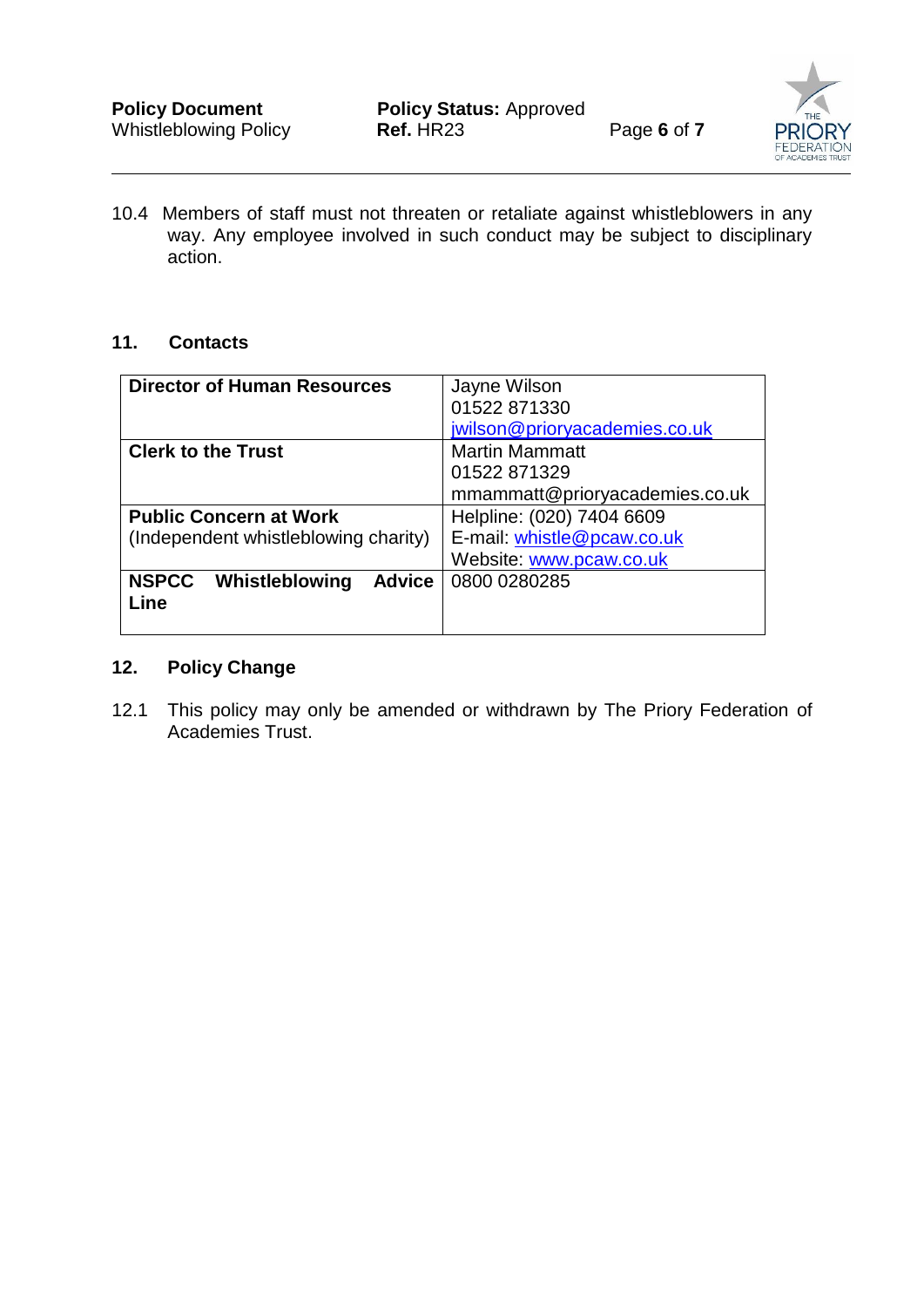10.4 Members of staff must not threaten or retaliate against whistleblowers in any way. Any employee involved in such conduct may be subject to disciplinary action.

## 11. Contacts

| | |
|---|---|
| **Director of Human Resources** | Jayne Wilson<br>01522 871330<br>jwilson@prioryacademies.co.uk |
| **Clerk to the Trust** | Martin Mammatt<br>01522 871329<br>mmammatt@prioryacademies.co.uk |
| **Public Concern at Work**<br>(Independent whistleblowing charity) | Helpline: (020) 7404 6609<br>E-mail: whistle@pcaw.co.uk<br>Website: www.pcaw.co.uk |
| **NSPCC Whistleblowing Advice Line** | 0800 0280285 |

## 12. Policy Change

12.1 This policy may only be amended or withdrawn by The Priory Federation of Academies Trust.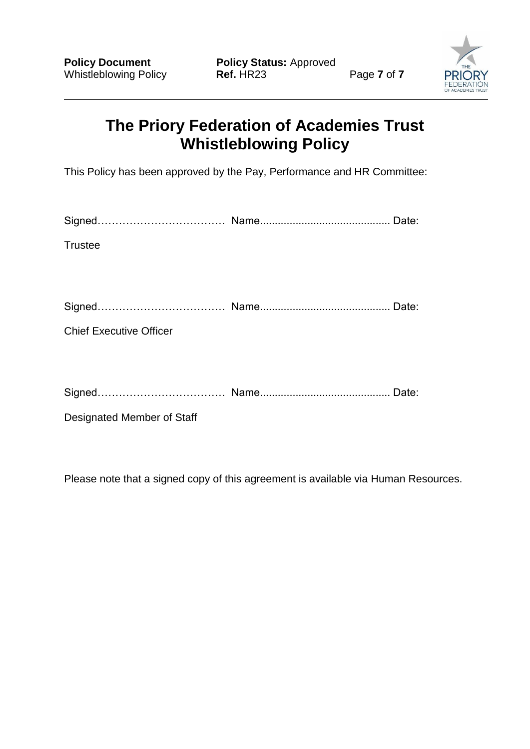# The Priory Federation of Academies Trust Whistleblowing Policy

This Policy has been approved by the Pay, Performance and HR Committee:

Signed……………………………… Name........................................... Date:

Trustee

Signed……………………………… Name........................................... Date:

Chief Executive Officer

Signed……………………………… Name........................................... Date:

Designated Member of Staff

Please note that a signed copy of this agreement is available via Human Resources.